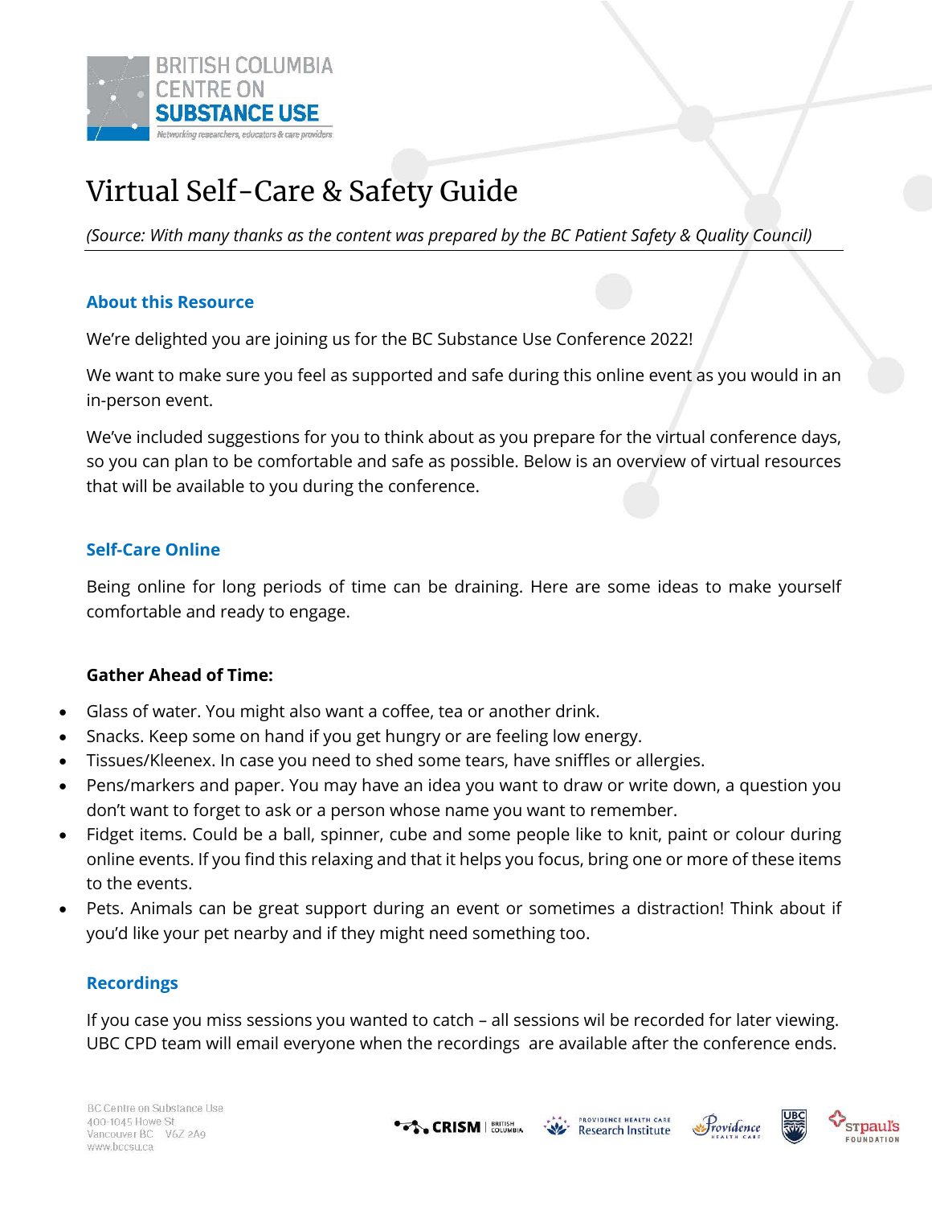BRITISH COLUMBIA CENTRE ON SUBSTANCE USE

Networking researchers, educators & care providers

# Virtual Self-Care & Safety Guide

*(Source: With many thanks as the content was prepared by the BC Patient Safety & Quality Council)*

## About this Resource

We're delighted you are joining us for the BC Substance Use Conference 2022!

We want to make sure you feel as supported and safe during this online event as you would in an in-person event.

We've included suggestions for you to think about as you prepare for the virtual conference days, so you can plan to be comfortable and safe as possible. Below is an overview of virtual resources that will be available to you during the conference.

## Self-Care Online

Being online for long periods of time can be draining. Here are some ideas to make yourself comfortable and ready to engage.

**Gather Ahead of Time:**

- Glass of water. You might also want a coffee, tea or another drink.
- Snacks. Keep some on hand if you get hungry or are feeling low energy.
- Tissues/Kleenex. In case you need to shed some tears, have sniffles or allergies.
- Pens/markers and paper. You may have an idea you want to draw or write down, a question you don't want to forget to ask or a person whose name you want to remember.
- Fidget items. Could be a ball, spinner, cube and some people like to knit, paint or colour during online events. If you find this relaxing and that it helps you focus, bring one or more of these items to the events.
- Pets. Animals can be great support during an event or sometimes a distraction! Think about if you'd like your pet nearby and if they might need something too.

## Recordings

If you case you miss sessions you wanted to catch – all sessions wil be recorded for later viewing. UBC CPD team will email everyone when the recordings are available after the conference ends.

BC Centre on Substance Use
400-1045 Howe St
Vancouver BC V6Z 2A9
www.bccsu.ca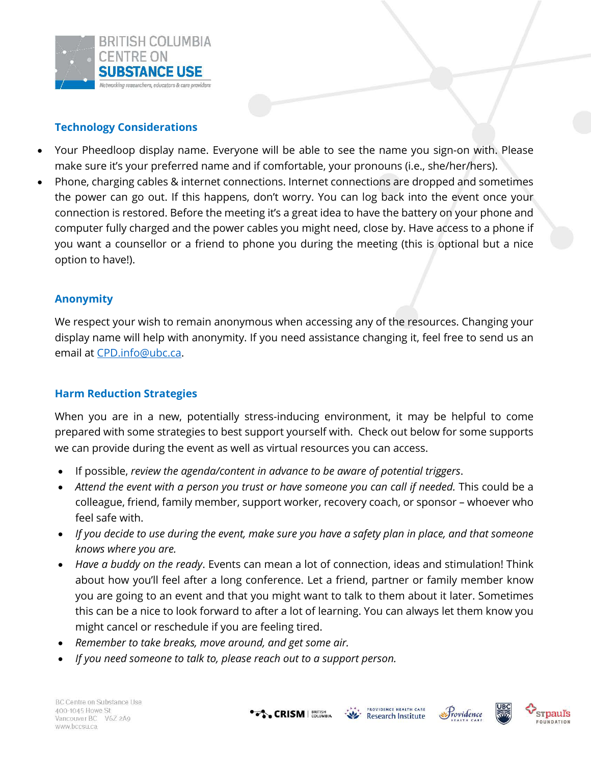## Technology Considerations

- Your Pheedloop display name. Everyone will be able to see the name you sign-on with. Please make sure it's your preferred name and if comfortable, your pronouns (i.e., she/her/hers).
- Phone, charging cables & internet connections. Internet connections are dropped and sometimes the power can go out. If this happens, don't worry. You can log back into the event once your connection is restored. Before the meeting it's a great idea to have the battery on your phone and computer fully charged and the power cables you might need, close by. Have access to a phone if you want a counsellor or a friend to phone you during the meeting (this is optional but a nice option to have!).

## Anonymity

We respect your wish to remain anonymous when accessing any of the resources. Changing your display name will help with anonymity. If you need assistance changing it, feel free to send us an email at [CPD.info@ubc.ca](mailto:CPD.info@ubc.ca).

## Harm Reduction Strategies

When you are in a new, potentially stress-inducing environment, it may be helpful to come prepared with some strategies to best support yourself with. Check out below for some supports we can provide during the event as well as virtual resources you can access.

- If possible, *review the agenda/content in advance to be aware of potential triggers*.
- *Attend the event with a person you trust or have someone you can call if needed.* This could be a colleague, friend, family member, support worker, recovery coach, or sponsor – whoever who feel safe with.
- *If you decide to use during the event, make sure you have a safety plan in place, and that someone knows where you are.*
- *Have a buddy on the ready*. Events can mean a lot of connection, ideas and stimulation! Think about how you'll feel after a long conference. Let a friend, partner or family member know you are going to an event and that you might want to talk to them about it later. Sometimes this can be a nice to look forward to after a lot of learning. You can always let them know you might cancel or reschedule if you are feeling tired.
- *Remember to take breaks, move around, and get some air.*
- *If you need someone to talk to, please reach out to a support person.*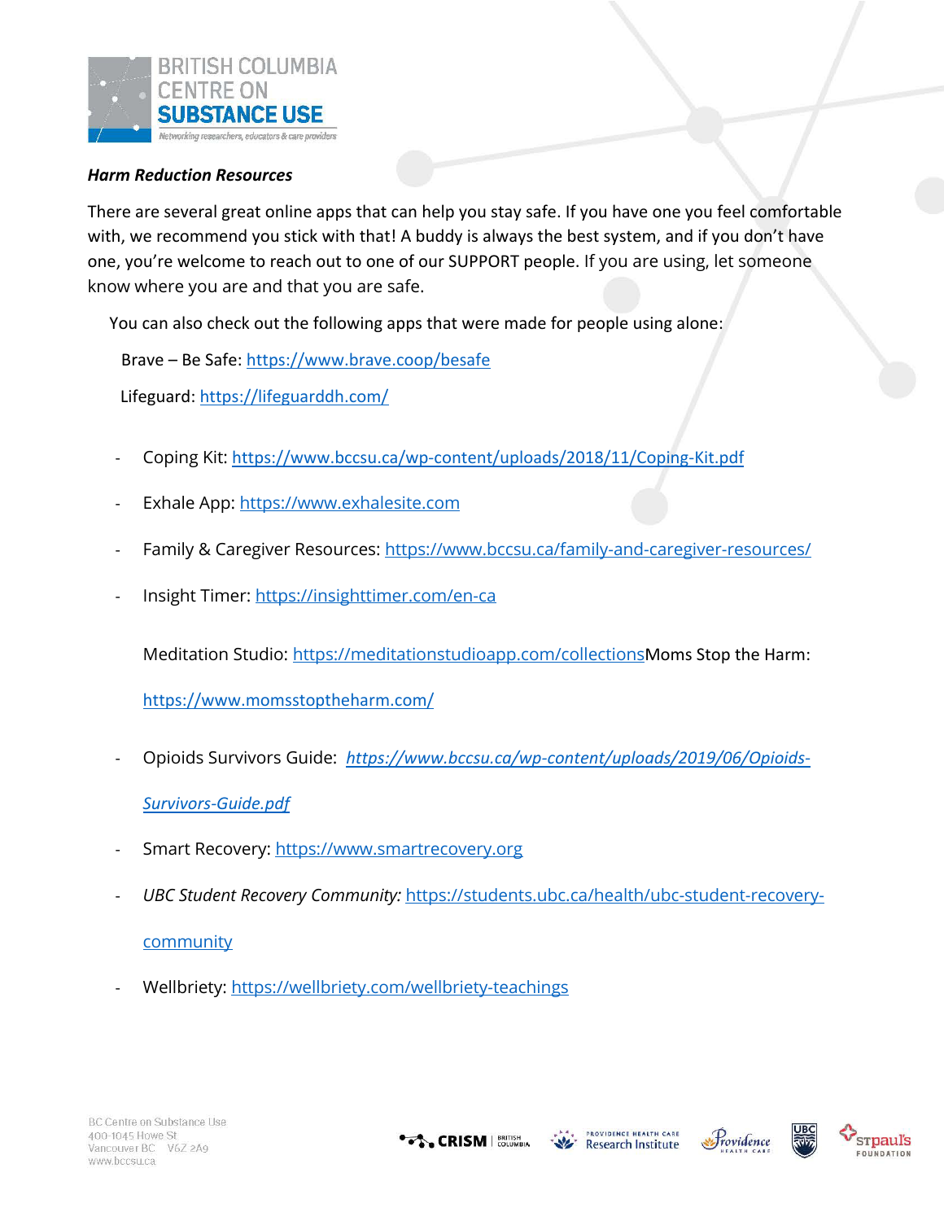***Harm Reduction Resources***

There are several great online apps that can help you stay safe. If you have one you feel comfortable with, we recommend you stick with that! A buddy is always the best system, and if you don't have one, you're welcome to reach out to one of our SUPPORT people. If you are using, let someone know where you are and that you are safe.

You can also check out the following apps that were made for people using alone:

Brave – Be Safe: https://www.brave.coop/besafe

Lifeguard: https://lifeguarddh.com/

- Coping Kit: https://www.bccsu.ca/wp-content/uploads/2018/11/Coping-Kit.pdf
- Exhale App: https://www.exhalesite.com
- Family & Caregiver Resources: https://www.bccsu.ca/family-and-caregiver-resources/
- Insight Timer: https://insighttimer.com/en-ca

  Meditation Studio: https://meditationstudioapp.com/collectionsMoms Stop the Harm: https://www.momsstoptheharm.com/
- Opioids Survivors Guide: *https://www.bccsu.ca/wp-content/uploads/2019/06/Opioids-Survivors-Guide.pdf*
- Smart Recovery: https://www.smartrecovery.org
- *UBC Student Recovery Community:* https://students.ubc.ca/health/ubc-student-recovery-community
- Wellbriety: https://wellbriety.com/wellbriety-teachings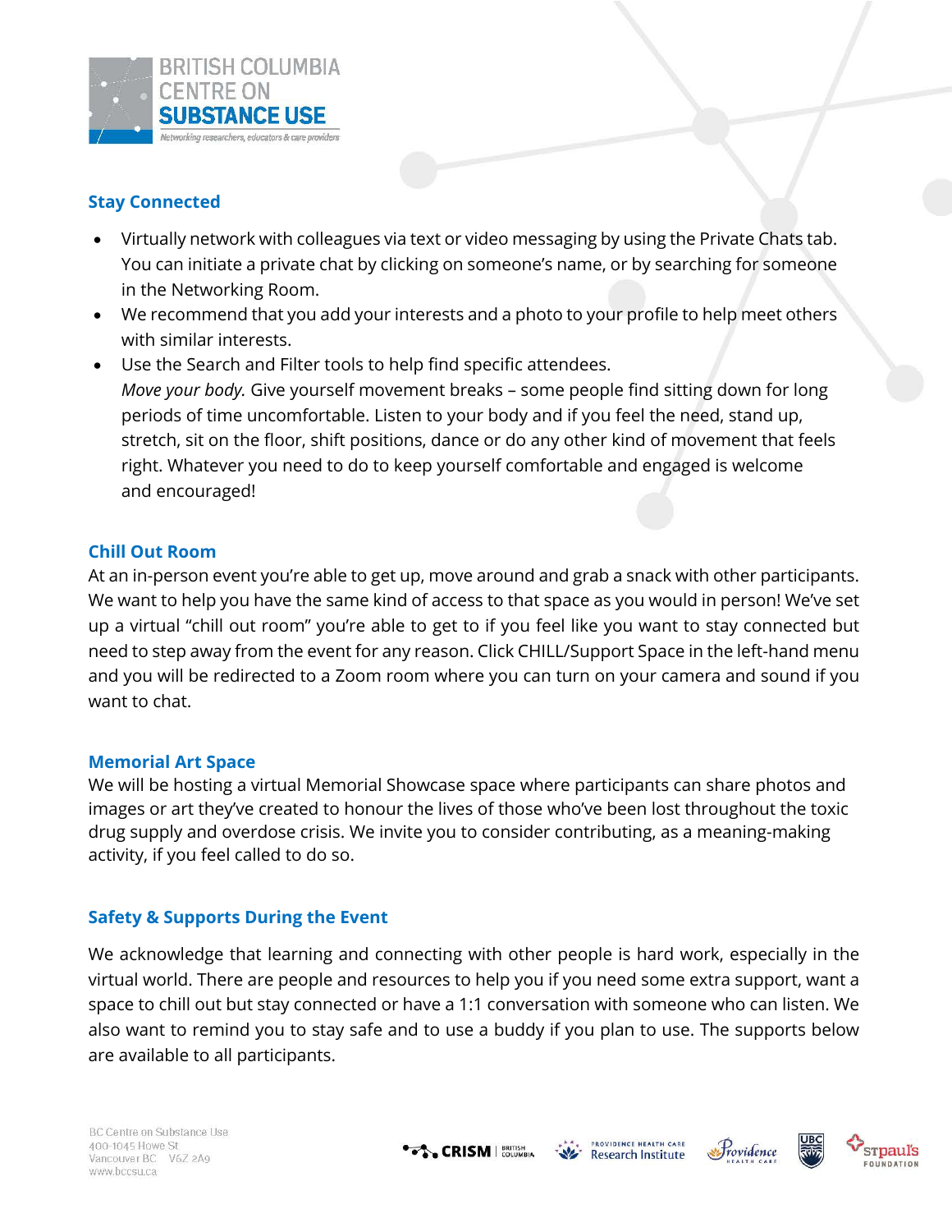## Stay Connected

- Virtually network with colleagues via text or video messaging by using the Private Chats tab. You can initiate a private chat by clicking on someone's name, or by searching for someone in the Networking Room.
- We recommend that you add your interests and a photo to your profile to help meet others with similar interests.
- Use the Search and Filter tools to help find specific attendees.
  *Move your body.* Give yourself movement breaks – some people find sitting down for long periods of time uncomfortable. Listen to your body and if you feel the need, stand up, stretch, sit on the floor, shift positions, dance or do any other kind of movement that feels right. Whatever you need to do to keep yourself comfortable and engaged is welcome and encouraged!

## Chill Out Room

At an in-person event you're able to get up, move around and grab a snack with other participants. We want to help you have the same kind of access to that space as you would in person! We've set up a virtual "chill out room" you're able to get to if you feel like you want to stay connected but need to step away from the event for any reason. Click CHILL/Support Space in the left-hand menu and you will be redirected to a Zoom room where you can turn on your camera and sound if you want to chat.

## Memorial Art Space

We will be hosting a virtual Memorial Showcase space where participants can share photos and images or art they've created to honour the lives of those who've been lost throughout the toxic drug supply and overdose crisis. We invite you to consider contributing, as a meaning-making activity, if you feel called to do so.

## Safety & Supports During the Event

We acknowledge that learning and connecting with other people is hard work, especially in the virtual world. There are people and resources to help you if you need some extra support, want a space to chill out but stay connected or have a 1:1 conversation with someone who can listen. We also want to remind you to stay safe and to use a buddy if you plan to use. The supports below are available to all participants.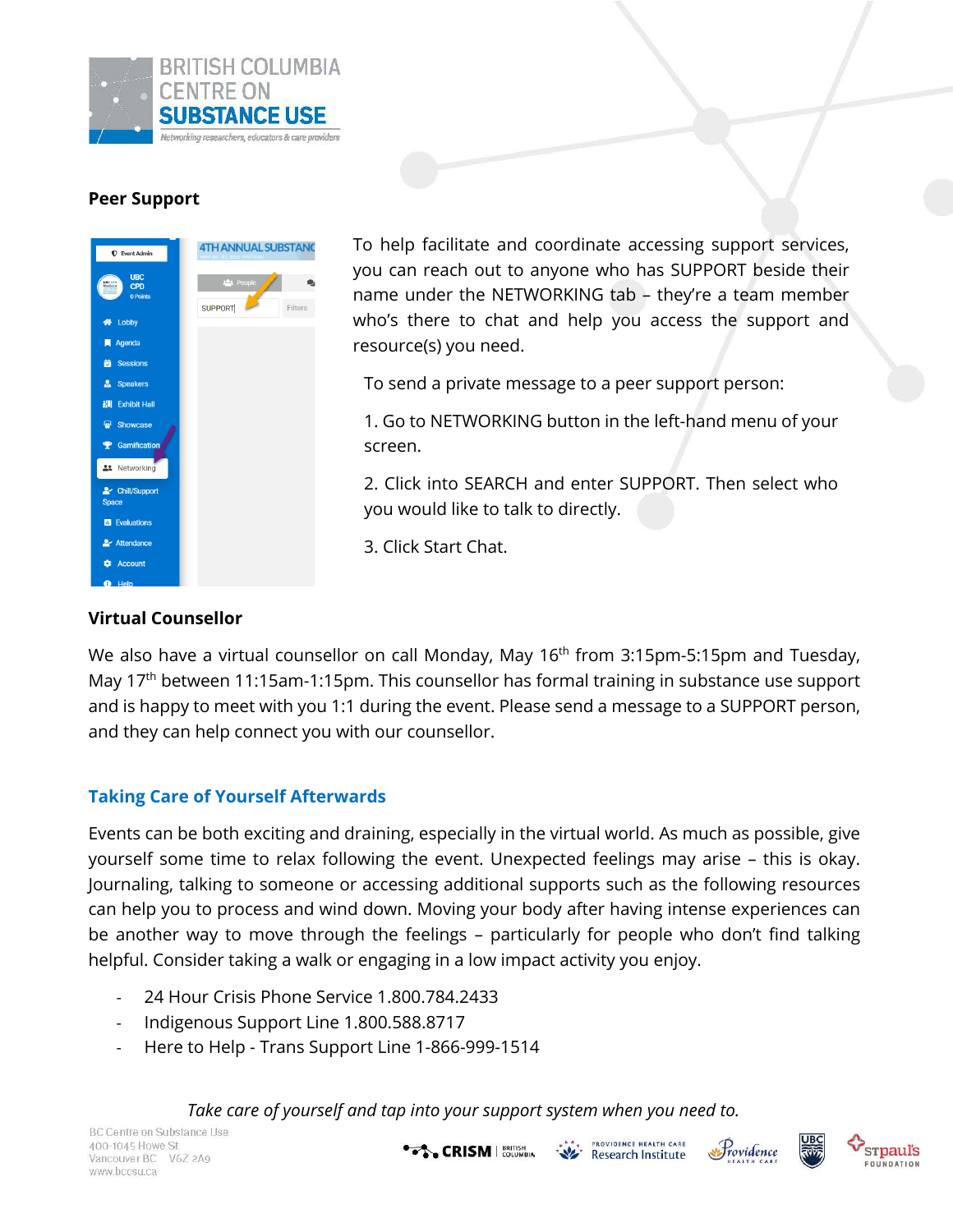## Peer Support

To help facilitate and coordinate accessing support services, you can reach out to anyone who has SUPPORT beside their name under the NETWORKING tab – they're a team member who's there to chat and help you access the support and resource(s) you need.

To send a private message to a peer support person:

1. Go to NETWORKING button in the left-hand menu of your screen.

2. Click into SEARCH and enter SUPPORT. Then select who you would like to talk to directly.

3. Click Start Chat.

## Virtual Counsellor

We also have a virtual counsellor on call Monday, May 16th from 3:15pm-5:15pm and Tuesday, May 17th between 11:15am-1:15pm. This counsellor has formal training in substance use support and is happy to meet with you 1:1 during the event. Please send a message to a SUPPORT person, and they can help connect you with our counsellor.

## Taking Care of Yourself Afterwards

Events can be both exciting and draining, especially in the virtual world. As much as possible, give yourself some time to relax following the event. Unexpected feelings may arise – this is okay. Journaling, talking to someone or accessing additional supports such as the following resources can help you to process and wind down. Moving your body after having intense experiences can be another way to move through the feelings – particularly for people who don't find talking helpful. Consider taking a walk or engaging in a low impact activity you enjoy.

- 24 Hour Crisis Phone Service 1.800.784.2433
- Indigenous Support Line 1.800.588.8717
- Here to Help - Trans Support Line 1-866-999-1514

*Take care of yourself and tap into your support system when you need to.*

BC Centre on Substance Use
400-1045 Howe St
Vancouver BC V6Z 2A9
www.bccsu.ca